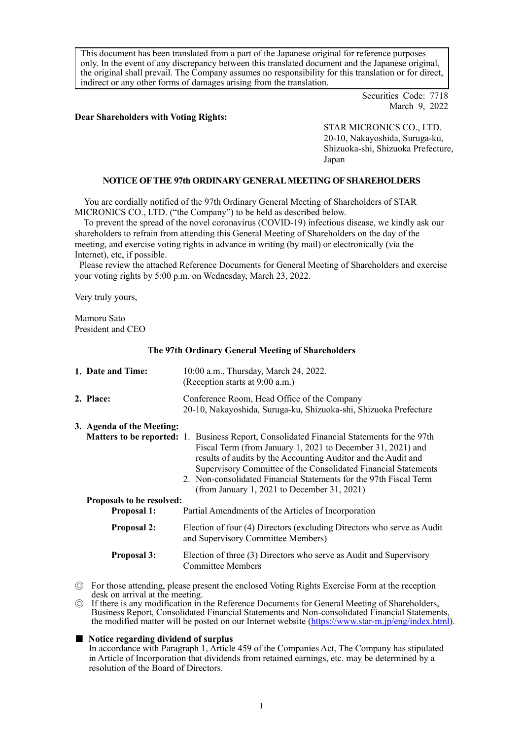This document has been translated from a part of the Japanese original for reference purposes only. In the event of any discrepancy between this translated document and the Japanese original, the original shall prevail. The Company assumes no responsibility for this translation or for direct, indirect or any other forms of damages arising from the translation.

Securities Code: 7718
March 9, 2022

**Dear Shareholders with Voting Rights:**

STAR MICRONICS CO., LTD.
20-10, Nakayoshida, Suruga-ku,
Shizuoka-shi, Shizuoka Prefecture,
Japan

## NOTICE OF THE 97th ORDINARY GENERAL MEETING OF SHAREHOLDERS

You are cordially notified of the 97th Ordinary General Meeting of Shareholders of STAR MICRONICS CO., LTD. ("the Company") to be held as described below.

To prevent the spread of the novel coronavirus (COVID-19) infectious disease, we kindly ask our shareholders to refrain from attending this General Meeting of Shareholders on the day of the meeting, and exercise voting rights in advance in writing (by mail) or electronically (via the Internet), etc, if possible.

Please review the attached Reference Documents for General Meeting of Shareholders and exercise your voting rights by 5:00 p.m. on Wednesday, March 23, 2022.

Very truly yours,

Mamoru Sato
President and CEO

### The 97th Ordinary General Meeting of Shareholders

**1. Date and Time:** 10:00 a.m., Thursday, March 24, 2022.
(Reception starts at 9:00 a.m.)

**2. Place:** Conference Room, Head Office of the Company
20-10, Nakayoshida, Suruga-ku, Shizuoka-shi, Shizuoka Prefecture

**3. Agenda of the Meeting:**

**Matters to be reported:**
1. Business Report, Consolidated Financial Statements for the 97th Fiscal Term (from January 1, 2021 to December 31, 2021) and results of audits by the Accounting Auditor and the Audit and Supervisory Committee of the Consolidated Financial Statements
2. Non-consolidated Financial Statements for the 97th Fiscal Term (from January 1, 2021 to December 31, 2021)

**Proposals to be resolved:**

**Proposal 1:** Partial Amendments of the Articles of Incorporation

**Proposal 2:** Election of four (4) Directors (excluding Directors who serve as Audit and Supervisory Committee Members)

**Proposal 3:** Election of three (3) Directors who serve as Audit and Supervisory Committee Members

◎ For those attending, please present the enclosed Voting Rights Exercise Form at the reception desk on arrival at the meeting.

◎ If there is any modification in the Reference Documents for General Meeting of Shareholders, Business Report, Consolidated Financial Statements and Non-consolidated Financial Statements, the modified matter will be posted on our Internet website (https://www.star-m.jp/eng/index.html).

■ **Notice regarding dividend of surplus**
In accordance with Paragraph 1, Article 459 of the Companies Act, The Company has stipulated in Article of Incorporation that dividends from retained earnings, etc. may be determined by a resolution of the Board of Directors.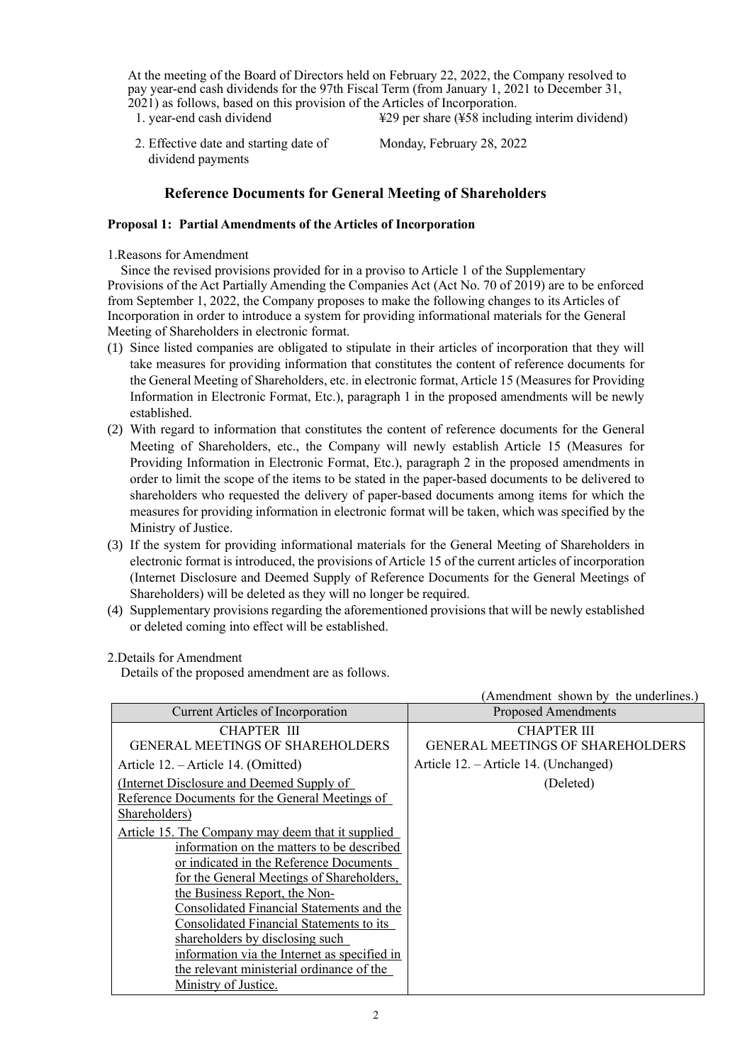At the meeting of the Board of Directors held on February 22, 2022, the Company resolved to pay year-end cash dividends for the 97th Fiscal Term (from January 1, 2021 to December 31, 2021) as follows, based on this provision of the Articles of Incorporation.

| | |
|---|---|
| 1. year-end cash dividend | ¥29 per share (¥58 including interim dividend) |
| 2. Effective date and starting date of dividend payments | Monday, February 28, 2022 |

## Reference Documents for General Meeting of Shareholders

### Proposal 1: Partial Amendments of the Articles of Incorporation

1.Reasons for Amendment

Since the revised provisions provided for in a proviso to Article 1 of the Supplementary Provisions of the Act Partially Amending the Companies Act (Act No. 70 of 2019) are to be enforced from September 1, 2022, the Company proposes to make the following changes to its Articles of Incorporation in order to introduce a system for providing informational materials for the General Meeting of Shareholders in electronic format.

(1) Since listed companies are obligated to stipulate in their articles of incorporation that they will take measures for providing information that constitutes the content of reference documents for the General Meeting of Shareholders, etc. in electronic format, Article 15 (Measures for Providing Information in Electronic Format, Etc.), paragraph 1 in the proposed amendments will be newly established.

(2) With regard to information that constitutes the content of reference documents for the General Meeting of Shareholders, etc., the Company will newly establish Article 15 (Measures for Providing Information in Electronic Format, Etc.), paragraph 2 in the proposed amendments in order to limit the scope of the items to be stated in the paper-based documents to be delivered to shareholders who requested the delivery of paper-based documents among items for which the measures for providing information in electronic format will be taken, which was specified by the Ministry of Justice.

(3) If the system for providing informational materials for the General Meeting of Shareholders in electronic format is introduced, the provisions of Article 15 of the current articles of incorporation (Internet Disclosure and Deemed Supply of Reference Documents for the General Meetings of Shareholders) will be deleted as they will no longer be required.

(4) Supplementary provisions regarding the aforementioned provisions that will be newly established or deleted coming into effect will be established.

2.Details for Amendment

Details of the proposed amendment are as follows.

(Amendment shown by the underlines.)

| Current Articles of Incorporation | Proposed Amendments |
|---|---|
| CHAPTER III<br>GENERAL MEETINGS OF SHAREHOLDERS | CHAPTER III<br>GENERAL MEETINGS OF SHAREHOLDERS |
| Article 12. – Article 14. (Omitted) | Article 12. – Article 14. (Unchanged) |
| <u>(Internet Disclosure and Deemed Supply of Reference Documents for the General Meetings of Shareholders)</u><br><u>Article 15. The Company may deem that it supplied information on the matters to be described or indicated in the Reference Documents for the General Meetings of Shareholders, the Business Report, the Non-Consolidated Financial Statements and the Consolidated Financial Statements to its shareholders by disclosing such information via the Internet as specified in the relevant ministerial ordinance of the Ministry of Justice.</u> | (Deleted) |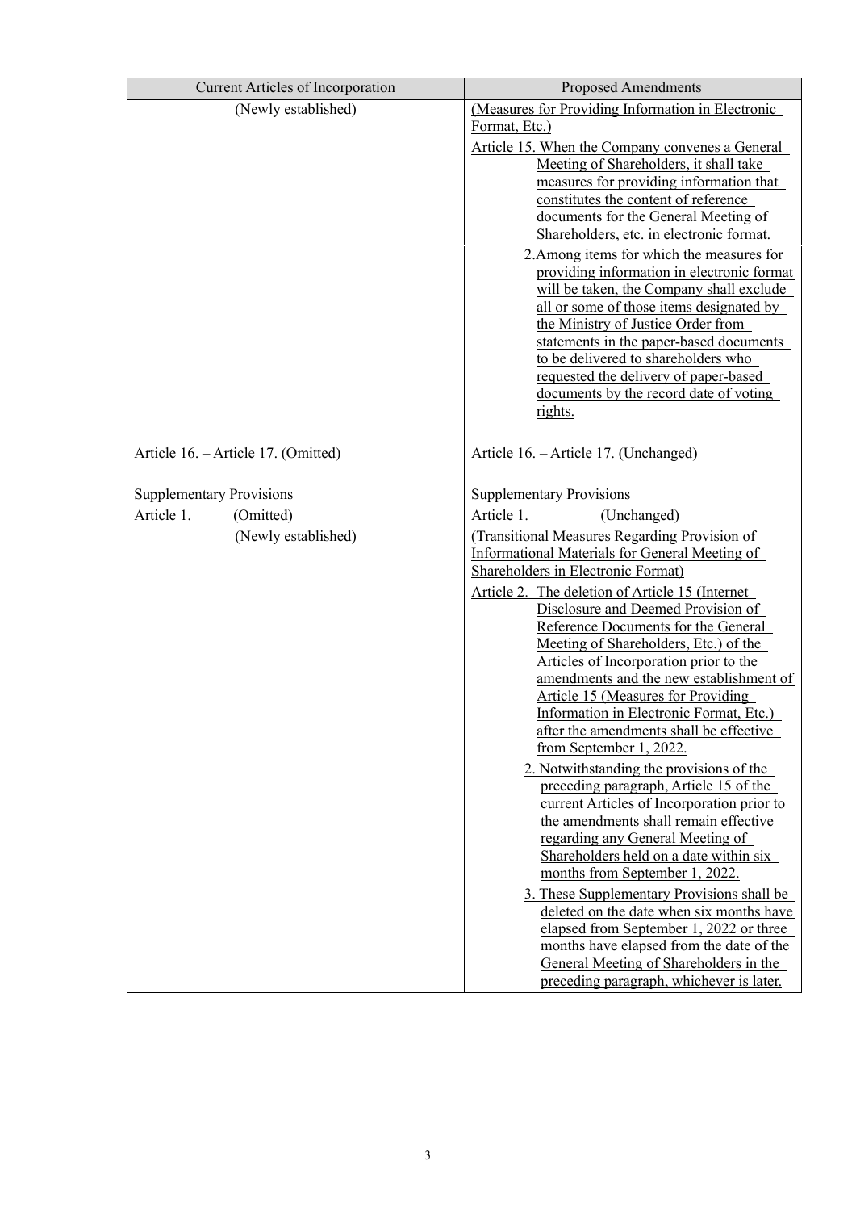| Current Articles of Incorporation | Proposed Amendments |
| --- | --- |
| (Newly established) | (Measures for Providing Information in Electronic Format, Etc.)<br>Article 15. When the Company convenes a General Meeting of Shareholders, it shall take measures for providing information that constitutes the content of reference documents for the General Meeting of Shareholders, etc. in electronic format.<br>2.Among items for which the measures for providing information in electronic format will be taken, the Company shall exclude all or some of those items designated by the Ministry of Justice Order from statements in the paper-based documents to be delivered to shareholders who requested the delivery of paper-based documents by the record date of voting rights. |
| Article 16. – Article 17. (Omitted) | Article 16. – Article 17. (Unchanged) |
| Supplementary Provisions<br>Article 1. (Omitted)<br>(Newly established) | Supplementary Provisions<br>Article 1. (Unchanged)<br>(Transitional Measures Regarding Provision of Informational Materials for General Meeting of Shareholders in Electronic Format)<br>Article 2. The deletion of Article 15 (Internet Disclosure and Deemed Provision of Reference Documents for the General Meeting of Shareholders, Etc.) of the Articles of Incorporation prior to the amendments and the new establishment of Article 15 (Measures for Providing Information in Electronic Format, Etc.) after the amendments shall be effective from September 1, 2022.<br>2. Notwithstanding the provisions of the preceding paragraph, Article 15 of the current Articles of Incorporation prior to the amendments shall remain effective regarding any General Meeting of Shareholders held on a date within six months from September 1, 2022.<br>3. These Supplementary Provisions shall be deleted on the date when six months have elapsed from September 1, 2022 or three months have elapsed from the date of the General Meeting of Shareholders in the preceding paragraph, whichever is later. |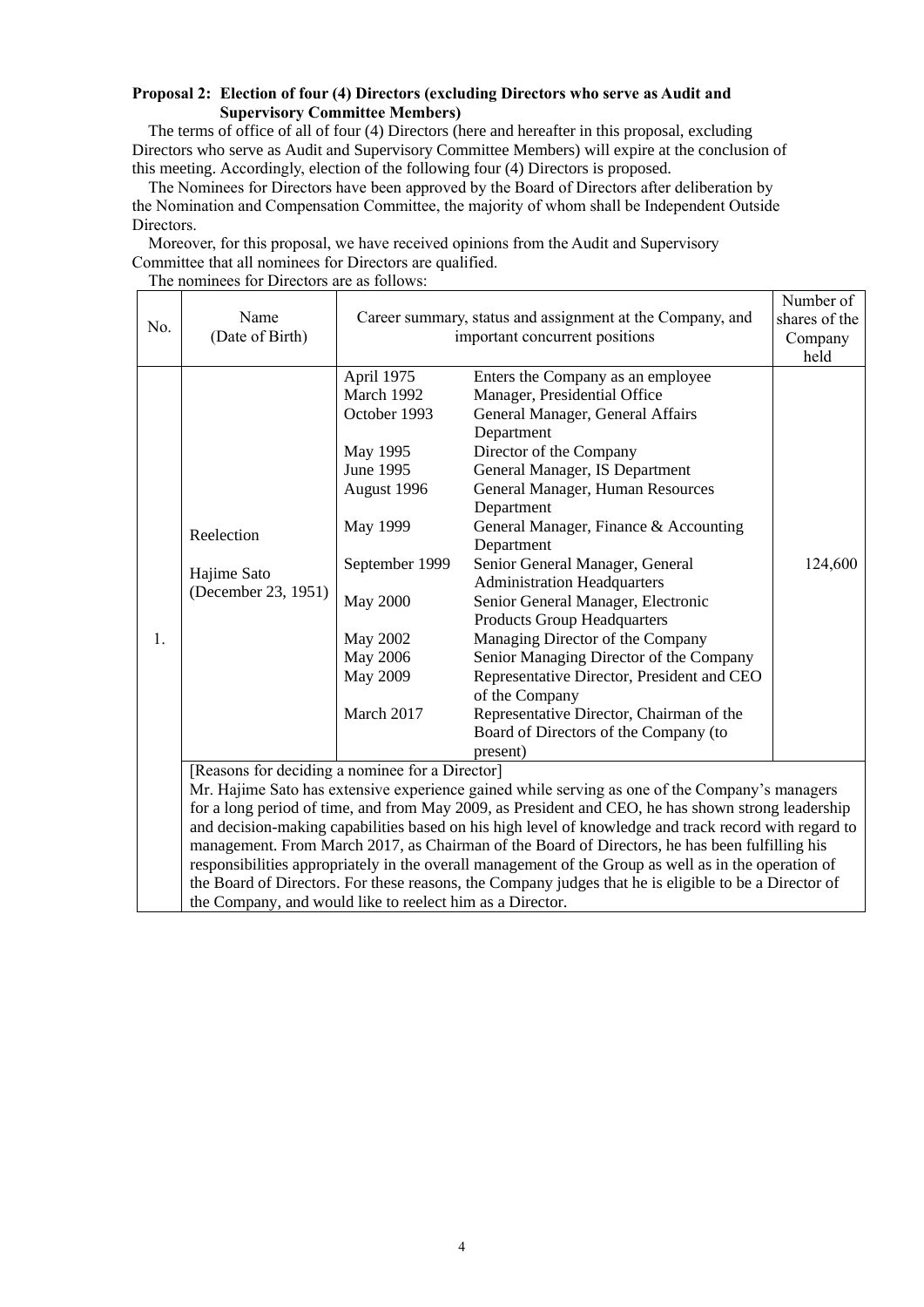**Proposal 2: Election of four (4) Directors (excluding Directors who serve as Audit and Supervisory Committee Members)**

The terms of office of all of four (4) Directors (here and hereafter in this proposal, excluding Directors who serve as Audit and Supervisory Committee Members) will expire at the conclusion of this meeting. Accordingly, election of the following four (4) Directors is proposed.

The Nominees for Directors have been approved by the Board of Directors after deliberation by the Nomination and Compensation Committee, the majority of whom shall be Independent Outside Directors.

Moreover, for this proposal, we have received opinions from the Audit and Supervisory Committee that all nominees for Directors are qualified.

The nominees for Directors are as follows:

| No. | Name (Date of Birth) | Career summary, status and assignment at the Company, and important concurrent positions | | Number of shares of the Company held |
|---|---|---|---|---|
| 1. | Reelection<br><br>Hajime Sato<br>(December 23, 1951) | April 1975<br>March 1992<br>October 1993<br><br>May 1995<br>June 1995<br>August 1996<br><br>May 1999<br><br>September 1999<br><br>May 2000<br><br>May 2002<br>May 2006<br>May 2009<br><br>March 2017 | Enters the Company as an employee<br>Manager, Presidential Office<br>General Manager, General Affairs Department<br>Director of the Company<br>General Manager, IS Department<br>General Manager, Human Resources Department<br>General Manager, Finance & Accounting Department<br>Senior General Manager, General Administration Headquarters<br>Senior General Manager, Electronic Products Group Headquarters<br>Managing Director of the Company<br>Senior Managing Director of the Company<br>Representative Director, President and CEO of the Company<br>Representative Director, Chairman of the Board of Directors of the Company (to present) | 124,600 |
| | [Reasons for deciding a nominee for a Director]<br>Mr. Hajime Sato has extensive experience gained while serving as one of the Company's managers for a long period of time, and from May 2009, as President and CEO, he has shown strong leadership and decision-making capabilities based on his high level of knowledge and track record with regard to management. From March 2017, as Chairman of the Board of Directors, he has been fulfilling his responsibilities appropriately in the overall management of the Group as well as in the operation of the Board of Directors. For these reasons, the Company judges that he is eligible to be a Director of the Company, and would like to reelect him as a Director. | | | |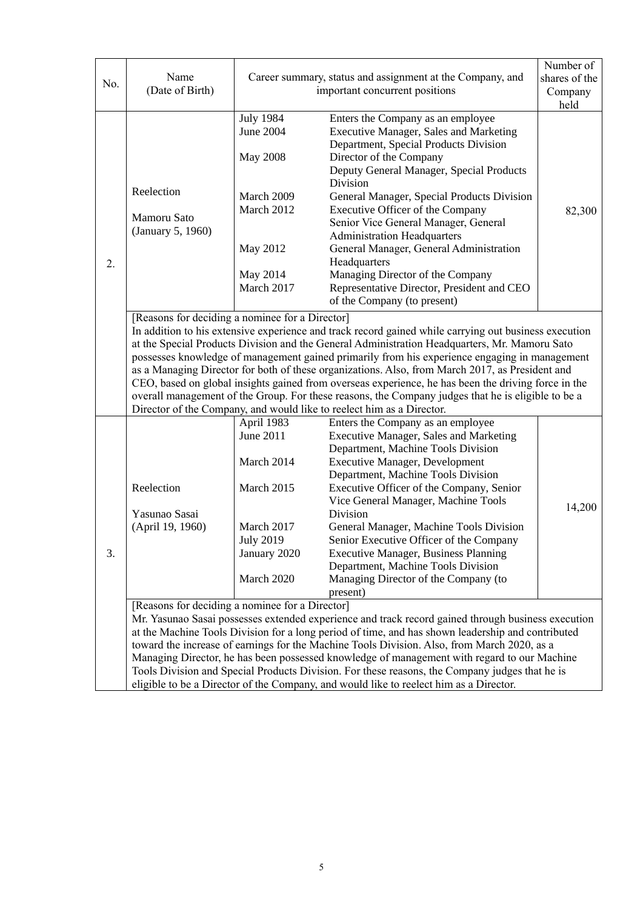| No. | Name (Date of Birth) | Career summary, status and assignment at the Company, and important concurrent positions | | Number of shares of the Company held |
|---|---|---|---|---|
| 2. | Reelection<br><br>Mamoru Sato<br>(January 5, 1960) | July 1984<br>June 2004<br><br>May 2008<br><br><br>March 2009<br>March 2012<br><br><br>May 2012<br><br>May 2014<br>March 2017 | Enters the Company as an employee<br>Executive Manager, Sales and Marketing Department, Special Products Division<br>Director of the Company<br>Deputy General Manager, Special Products Division<br>General Manager, Special Products Division<br>Executive Officer of the Company<br>Senior Vice General Manager, General Administration Headquarters<br>General Manager, General Administration Headquarters<br>Managing Director of the Company<br>Representative Director, President and CEO of the Company (to present) | 82,300 |
| | [Reasons for deciding a nominee for a Director]<br>In addition to his extensive experience and track record gained while carrying out business execution at the Special Products Division and the General Administration Headquarters, Mr. Mamoru Sato possesses knowledge of management gained primarily from his experience engaging in management as a Managing Director for both of these organizations. Also, from March 2017, as President and CEO, based on global insights gained from overseas experience, he has been the driving force in the overall management of the Group. For these reasons, the Company judges that he is eligible to be a Director of the Company, and would like to reelect him as a Director. | | | |
| 3. | Reelection<br><br>Yasunao Sasai<br>(April 19, 1960) | April 1983<br>June 2011<br><br>March 2014<br><br>March 2015<br><br><br>March 2017<br>July 2019<br>January 2020<br><br>March 2020 | Enters the Company as an employee<br>Executive Manager, Sales and Marketing Department, Machine Tools Division<br>Executive Manager, Development Department, Machine Tools Division<br>Executive Officer of the Company, Senior Vice General Manager, Machine Tools Division<br>General Manager, Machine Tools Division<br>Senior Executive Officer of the Company<br>Executive Manager, Business Planning Department, Machine Tools Division<br>Managing Director of the Company (to present) | 14,200 |
| | [Reasons for deciding a nominee for a Director]<br>Mr. Yasunao Sasai possesses extended experience and track record gained through business execution at the Machine Tools Division for a long period of time, and has shown leadership and contributed toward the increase of earnings for the Machine Tools Division. Also, from March 2020, as a Managing Director, he has been possessed knowledge of management with regard to our Machine Tools Division and Special Products Division. For these reasons, the Company judges that he is eligible to be a Director of the Company, and would like to reelect him as a Director. | | | |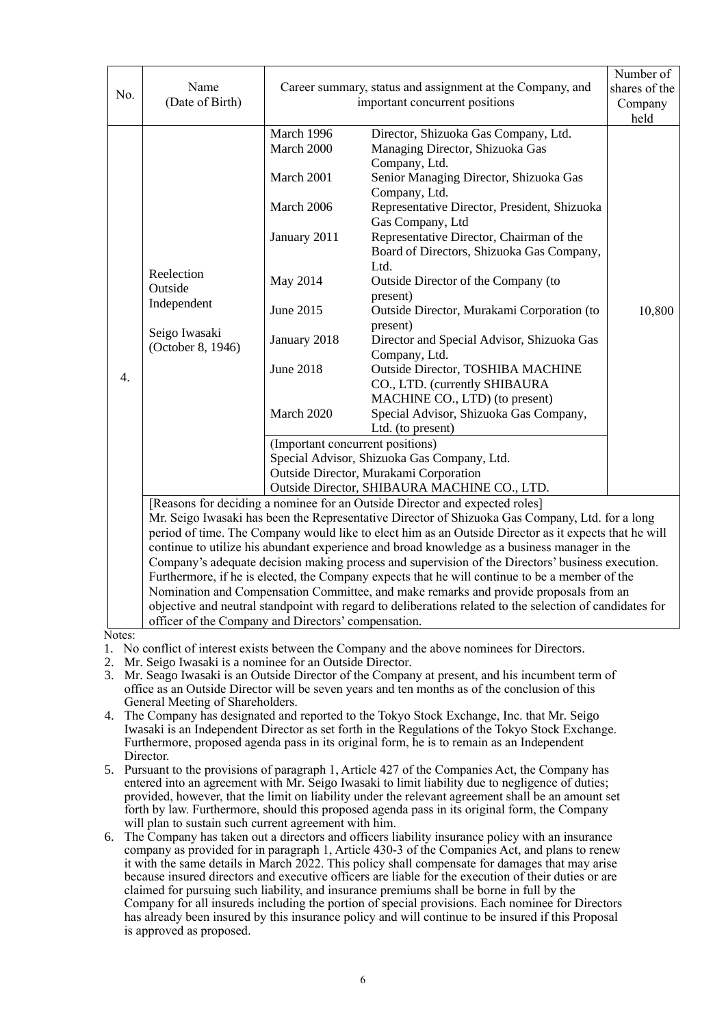| No. | Name (Date of Birth) | Career summary, status and assignment at the Company, and important concurrent positions | | Number of shares of the Company held |
|---|---|---|---|---|
| 4. | Reelection<br>Outside<br>Independent<br><br>Seigo Iwasaki<br>(October 8, 1946) | March 1996 | Director, Shizuoka Gas Company, Ltd. | 10,800 |
| | | March 2000 | Managing Director, Shizuoka Gas Company, Ltd. | |
| | | March 2001 | Senior Managing Director, Shizuoka Gas Company, Ltd. | |
| | | March 2006 | Representative Director, President, Shizuoka Gas Company, Ltd | |
| | | January 2011 | Representative Director, Chairman of the Board of Directors, Shizuoka Gas Company, Ltd. | |
| | | May 2014 | Outside Director of the Company (to present) | |
| | | June 2015 | Outside Director, Murakami Corporation (to present) | |
| | | January 2018 | Director and Special Advisor, Shizuoka Gas Company, Ltd. | |
| | | June 2018 | Outside Director, TOSHIBA MACHINE CO., LTD. (currently SHIBAURA MACHINE CO., LTD) (to present) | |
| | | March 2020 | Special Advisor, Shizuoka Gas Company, Ltd. (to present) | |
| | | (Important concurrent positions)<br>Special Advisor, Shizuoka Gas Company, Ltd.<br>Outside Director, Murakami Corporation<br>Outside Director, SHIBAURA MACHINE CO., LTD. | | |

[Reasons for deciding a nominee for an Outside Director and expected roles]
Mr. Seigo Iwasaki has been the Representative Director of Shizuoka Gas Company, Ltd. for a long period of time. The Company would like to elect him as an Outside Director as it expects that he will continue to utilize his abundant experience and broad knowledge as a business manager in the Company's adequate decision making process and supervision of the Directors' business execution. Furthermore, if he is elected, the Company expects that he will continue to be a member of the Nomination and Compensation Committee, and make remarks and provide proposals from an objective and neutral standpoint with regard to deliberations related to the selection of candidates for officer of the Company and Directors' compensation.

Notes:

1. No conflict of interest exists between the Company and the above nominees for Directors.
2. Mr. Seigo Iwasaki is a nominee for an Outside Director.
3. Mr. Seago Iwasaki is an Outside Director of the Company at present, and his incumbent term of office as an Outside Director will be seven years and ten months as of the conclusion of this General Meeting of Shareholders.
4. The Company has designated and reported to the Tokyo Stock Exchange, Inc. that Mr. Seigo Iwasaki is an Independent Director as set forth in the Regulations of the Tokyo Stock Exchange. Furthermore, proposed agenda pass in its original form, he is to remain as an Independent Director.
5. Pursuant to the provisions of paragraph 1, Article 427 of the Companies Act, the Company has entered into an agreement with Mr. Seigo Iwasaki to limit liability due to negligence of duties; provided, however, that the limit on liability under the relevant agreement shall be an amount set forth by law. Furthermore, should this proposed agenda pass in its original form, the Company will plan to sustain such current agreement with him.
6. The Company has taken out a directors and officers liability insurance policy with an insurance company as provided for in paragraph 1, Article 430-3 of the Companies Act, and plans to renew it with the same details in March 2022. This policy shall compensate for damages that may arise because insured directors and executive officers are liable for the execution of their duties or are claimed for pursuing such liability, and insurance premiums shall be borne in full by the Company for all insureds including the portion of special provisions. Each nominee for Directors has already been insured by this insurance policy and will continue to be insured if this Proposal is approved as proposed.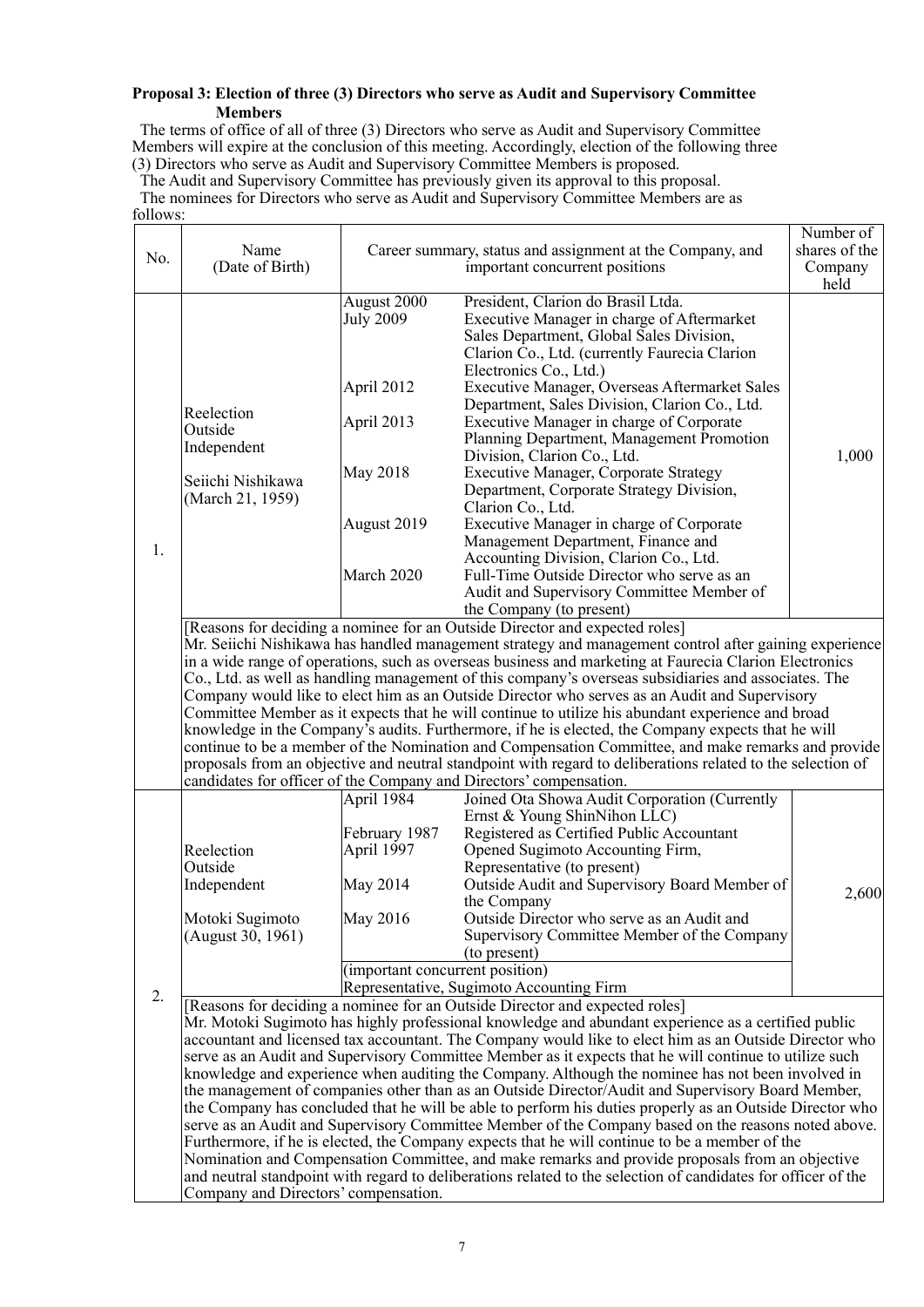**Proposal 3: Election of three (3) Directors who serve as Audit and Supervisory Committee Members**

The terms of office of all of three (3) Directors who serve as Audit and Supervisory Committee Members will expire at the conclusion of this meeting. Accordingly, election of the following three (3) Directors who serve as Audit and Supervisory Committee Members is proposed.

The Audit and Supervisory Committee has previously given its approval to this proposal.

The nominees for Directors who serve as Audit and Supervisory Committee Members are as follows:

| No. | Name (Date of Birth) | Career summary, status and assignment at the Company, and important concurrent positions | | Number of shares of the Company held |
|---|---|---|---|---|
| 1. | Reelection<br>Outside<br>Independent<br><br>Seiichi Nishikawa<br>(March 21, 1959) | August 2000<br>July 2009<br><br><br><br>April 2012<br><br>April 2013<br><br><br>May 2018<br><br><br>August 2019<br><br><br>March 2020 | President, Clarion do Brasil Ltda.<br>Executive Manager in charge of Aftermarket Sales Department, Global Sales Division, Clarion Co., Ltd. (currently Faurecia Clarion Electronics Co., Ltd.)<br>Executive Manager, Overseas Aftermarket Sales Department, Sales Division, Clarion Co., Ltd.<br>Executive Manager in charge of Corporate Planning Department, Management Promotion Division, Clarion Co., Ltd.<br>Executive Manager, Corporate Strategy Department, Corporate Strategy Division, Clarion Co., Ltd.<br>Executive Manager in charge of Corporate Management Department, Finance and Accounting Division, Clarion Co., Ltd.<br>Full-Time Outside Director who serve as an Audit and Supervisory Committee Member of the Company (to present) | 1,000 |
| | [Reasons for deciding a nominee for an Outside Director and expected roles]<br>Mr. Seiichi Nishikawa has handled management strategy and management control after gaining experience in a wide range of operations, such as overseas business and marketing at Faurecia Clarion Electronics Co., Ltd. as well as handling management of this company's overseas subsidiaries and associates. The Company would like to elect him as an Outside Director who serves as an Audit and Supervisory Committee Member as it expects that he will continue to utilize his abundant experience and broad knowledge in the Company's audits. Furthermore, if he is elected, the Company expects that he will continue to be a member of the Nomination and Compensation Committee, and make remarks and provide proposals from an objective and neutral standpoint with regard to deliberations related to the selection of candidates for officer of the Company and Directors' compensation. | | | |
| 2. | Reelection<br>Outside<br>Independent<br><br>Motoki Sugimoto<br>(August 30, 1961) | April 1984<br><br>February 1987<br>April 1997<br><br>May 2014<br><br>May 2016 | Joined Ota Showa Audit Corporation (Currently Ernst & Young ShinNihon LLC)<br>Registered as Certified Public Accountant<br>Opened Sugimoto Accounting Firm, Representative (to present)<br>Outside Audit and Supervisory Board Member of the Company<br>Outside Director who serve as an Audit and Supervisory Committee Member of the Company (to present) | 2,600 |
| | | (important concurrent position)<br>Representative, Sugimoto Accounting Firm | | |
| | [Reasons for deciding a nominee for an Outside Director and expected roles]<br>Mr. Motoki Sugimoto has highly professional knowledge and abundant experience as a certified public accountant and licensed tax accountant. The Company would like to elect him as an Outside Director who serve as an Audit and Supervisory Committee Member as it expects that he will continue to utilize such knowledge and experience when auditing the Company. Although the nominee has not been involved in the management of companies other than as an Outside Director/Audit and Supervisory Board Member, the Company has concluded that he will be able to perform his duties properly as an Outside Director who serve as an Audit and Supervisory Committee Member of the Company based on the reasons noted above. Furthermore, if he is elected, the Company expects that he will continue to be a member of the Nomination and Compensation Committee, and make remarks and provide proposals from an objective and neutral standpoint with regard to deliberations related to the selection of candidates for officer of the Company and Directors' compensation. | | | |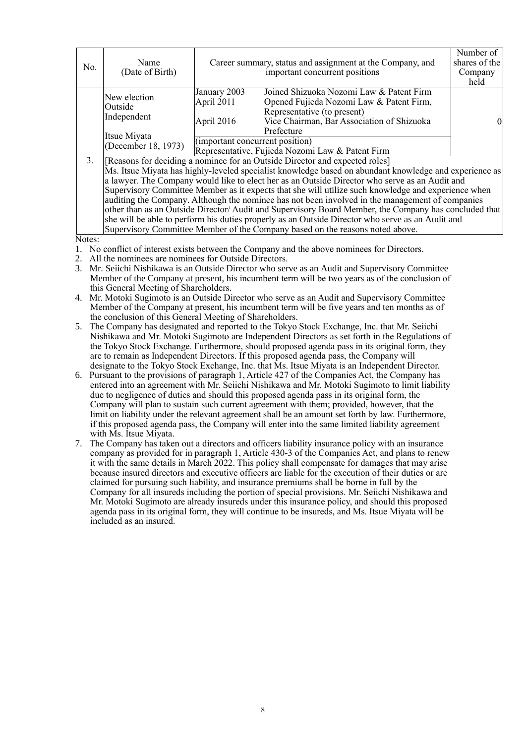| No. | Name (Date of Birth) | Career summary, status and assignment at the Company, and important concurrent positions | | Number of shares of the Company held |
|---|---|---|---|---|
| 3. | New election Outside Independent<br><br>Itsue Miyata (December 18, 1973) | January 2003<br>April 2011<br><br>April 2016 | Joined Shizuoka Nozomi Law & Patent Firm<br>Opened Fujieda Nozomi Law & Patent Firm, Representative (to present)<br>Vice Chairman, Bar Association of Shizuoka Prefecture | 0 |
| | | (important concurrent position)<br>Representative, Fujieda Nozomi Law & Patent Firm | | |
| | [Reasons for deciding a nominee for an Outside Director and expected roles]<br>Ms. Itsue Miyata has highly-leveled specialist knowledge based on abundant knowledge and experience as a lawyer. The Company would like to elect her as an Outside Director who serve as an Audit and Supervisory Committee Member as it expects that she will utilize such knowledge and experience when auditing the Company. Although the nominee has not been involved in the management of companies other than as an Outside Director/ Audit and Supervisory Board Member, the Company has concluded that she will be able to perform his duties properly as an Outside Director who serve as an Audit and Supervisory Committee Member of the Company based on the reasons noted above. | | | |

Notes:

1. No conflict of interest exists between the Company and the above nominees for Directors.
2. All the nominees are nominees for Outside Directors.
3. Mr. Seiichi Nishikawa is an Outside Director who serve as an Audit and Supervisory Committee Member of the Company at present, his incumbent term will be two years as of the conclusion of this General Meeting of Shareholders.
4. Mr. Motoki Sugimoto is an Outside Director who serve as an Audit and Supervisory Committee Member of the Company at present, his incumbent term will be five years and ten months as of the conclusion of this General Meeting of Shareholders.
5. The Company has designated and reported to the Tokyo Stock Exchange, Inc. that Mr. Seiichi Nishikawa and Mr. Motoki Sugimoto are Independent Directors as set forth in the Regulations of the Tokyo Stock Exchange. Furthermore, should proposed agenda pass in its original form, they are to remain as Independent Directors. If this proposed agenda pass, the Company will designate to the Tokyo Stock Exchange, Inc. that Ms. Itsue Miyata is an Independent Director.
6. Pursuant to the provisions of paragraph 1, Article 427 of the Companies Act, the Company has entered into an agreement with Mr. Seiichi Nishikawa and Mr. Motoki Sugimoto to limit liability due to negligence of duties and should this proposed agenda pass in its original form, the Company will plan to sustain such current agreement with them; provided, however, that the limit on liability under the relevant agreement shall be an amount set forth by law. Furthermore, if this proposed agenda pass, the Company will enter into the same limited liability agreement with Ms. Itsue Miyata.
7. The Company has taken out a directors and officers liability insurance policy with an insurance company as provided for in paragraph 1, Article 430-3 of the Companies Act, and plans to renew it with the same details in March 2022. This policy shall compensate for damages that may arise because insured directors and executive officers are liable for the execution of their duties or are claimed for pursuing such liability, and insurance premiums shall be borne in full by the Company for all insureds including the portion of special provisions. Mr. Seiichi Nishikawa and Mr. Motoki Sugimoto are already insureds under this insurance policy, and should this proposed agenda pass in its original form, they will continue to be insureds, and Ms. Itsue Miyata will be included as an insured.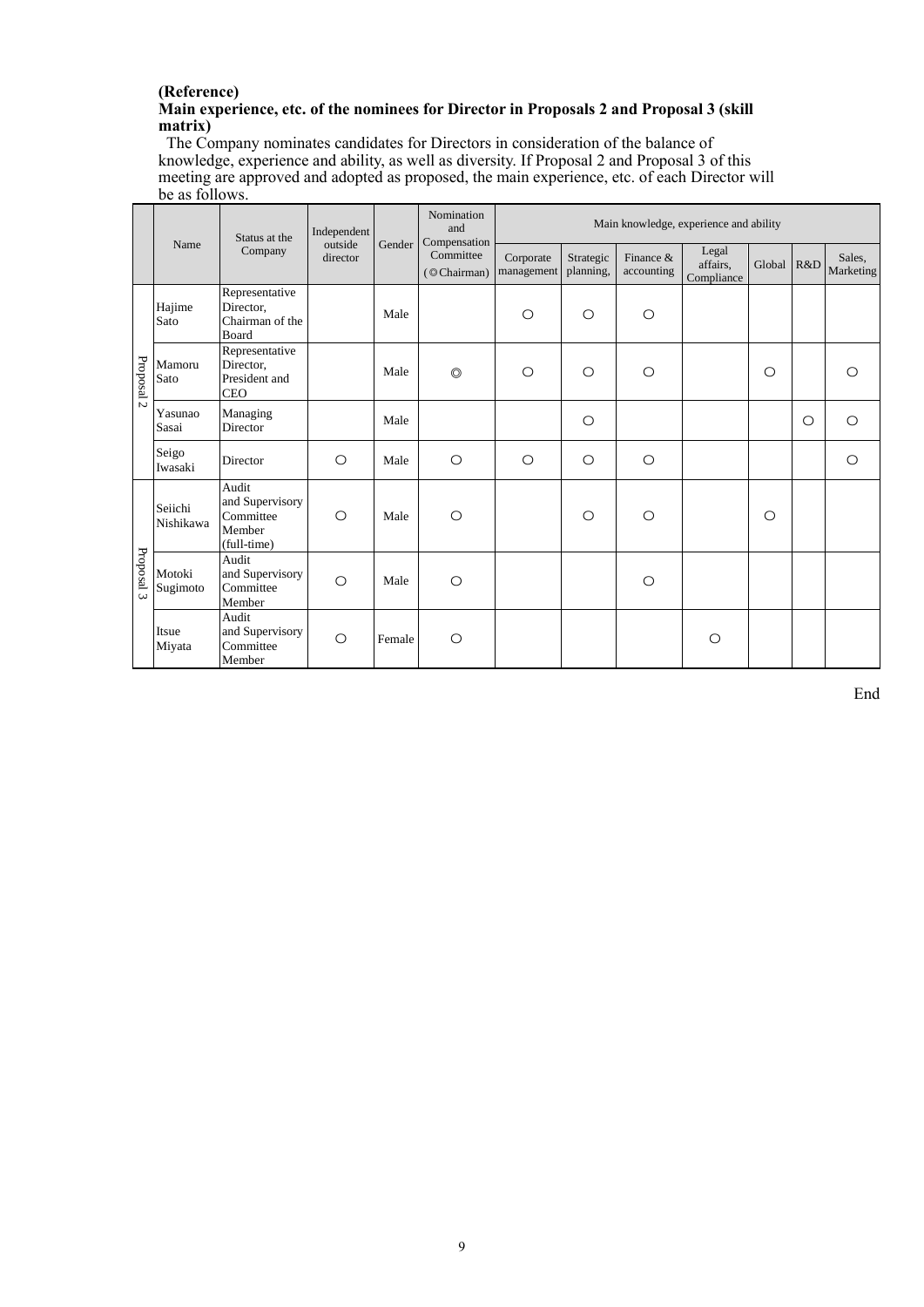**(Reference)**

**Main experience, etc. of the nominees for Director in Proposals 2 and Proposal 3 (skill matrix)**

The Company nominates candidates for Directors in consideration of the balance of knowledge, experience and ability, as well as diversity. If Proposal 2 and Proposal 3 of this meeting are approved and adopted as proposed, the main experience, etc. of each Director will be as follows.

| | Name | Status at the Company | Independent outside director | Gender | Nomination and Compensation Committee (◎Chairman) | Main knowledge, experience and ability | | | | | | |
|---|---|---|---|---|---|---|---|---|---|---|---|---|
| | | | | | | Corporate management | Strategic planning, | Finance & accounting | Legal affairs, Compliance | Global | R&D | Sales, Marketing |
| Proposal 2 | Hajime Sato | Representative Director, Chairman of the Board | | Male | | ○ | ○ | ○ | | | | |
| | Mamoru Sato | Representative Director, President and CEO | | Male | ◎ | ○ | ○ | ○ | | ○ | | ○ |
| | Yasunao Sasai | Managing Director | | Male | | | ○ | | | | ○ | ○ |
| | Seigo Iwasaki | Director | ○ | Male | ○ | ○ | ○ | ○ | | | | ○ |
| Proposal 3 | Seiichi Nishikawa | Audit and Supervisory Committee Member (full-time) | ○ | Male | ○ | | ○ | ○ | | ○ | | |
| | Motoki Sugimoto | Audit and Supervisory Committee Member | ○ | Male | ○ | | | ○ | | | | |
| | Itsue Miyata | Audit and Supervisory Committee Member | ○ | Female | ○ | | | | ○ | | | |

End